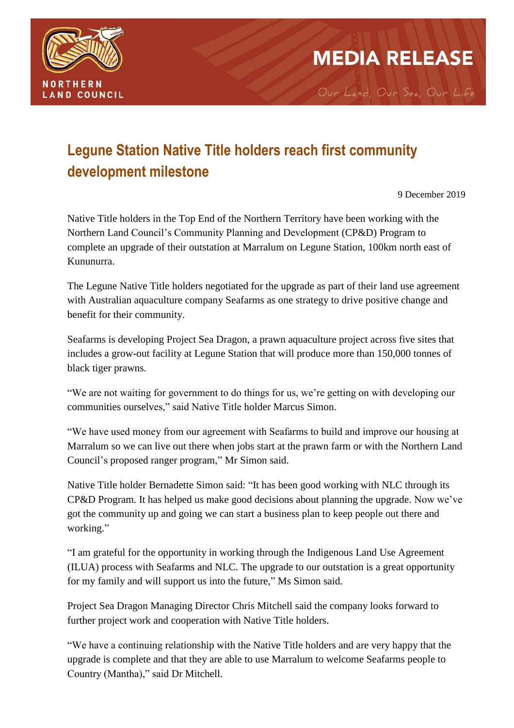NORTHERN LAND COUNCIL

MEDIA RELEASE

Our Land, Our Sea, Our Life

# Legune Station Native Title holders reach first community development milestone

9 December 2019

Native Title holders in the Top End of the Northern Territory have been working with the Northern Land Council's Community Planning and Development (CP&D) Program to complete an upgrade of their outstation at Marralum on Legune Station, 100km north east of Kununurra.

The Legune Native Title holders negotiated for the upgrade as part of their land use agreement with Australian aquaculture company Seafarms as one strategy to drive positive change and benefit for their community.

Seafarms is developing Project Sea Dragon, a prawn aquaculture project across five sites that includes a grow-out facility at Legune Station that will produce more than 150,000 tonnes of black tiger prawns.

"We are not waiting for government to do things for us, we're getting on with developing our communities ourselves," said Native Title holder Marcus Simon.

"We have used money from our agreement with Seafarms to build and improve our housing at Marralum so we can live out there when jobs start at the prawn farm or with the Northern Land Council's proposed ranger program," Mr Simon said.

Native Title holder Bernadette Simon said: "It has been good working with NLC through its CP&D Program. It has helped us make good decisions about planning the upgrade. Now we've got the community up and going we can start a business plan to keep people out there and working."

"I am grateful for the opportunity in working through the Indigenous Land Use Agreement (ILUA) process with Seafarms and NLC. The upgrade to our outstation is a great opportunity for my family and will support us into the future," Ms Simon said.

Project Sea Dragon Managing Director Chris Mitchell said the company looks forward to further project work and cooperation with Native Title holders.

"We have a continuing relationship with the Native Title holders and are very happy that the upgrade is complete and that they are able to use Marralum to welcome Seafarms people to Country (Mantha)," said Dr Mitchell.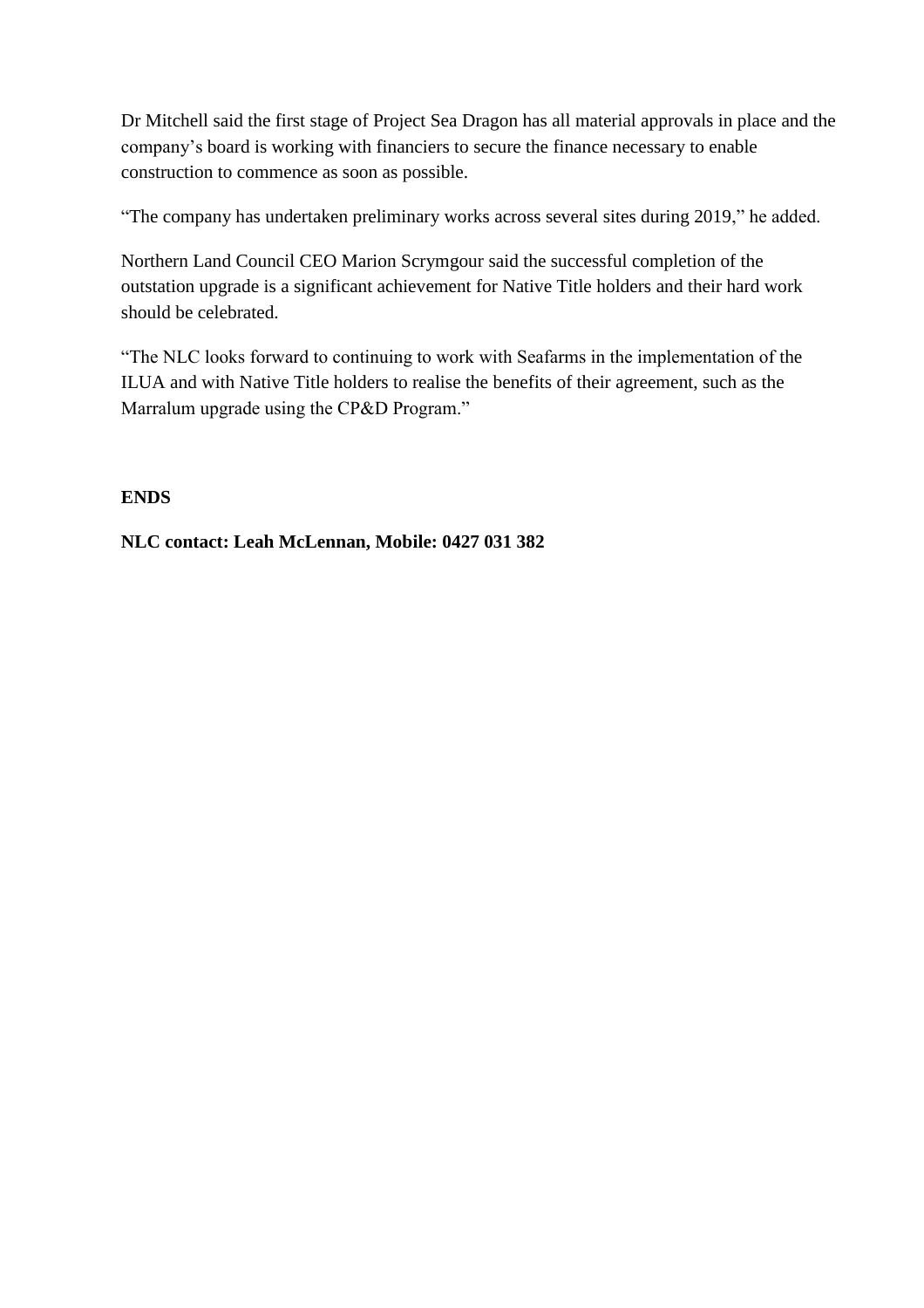Dr Mitchell said the first stage of Project Sea Dragon has all material approvals in place and the company's board is working with financiers to secure the finance necessary to enable construction to commence as soon as possible.

"The company has undertaken preliminary works across several sites during 2019," he added.

Northern Land Council CEO Marion Scrymgour said the successful completion of the outstation upgrade is a significant achievement for Native Title holders and their hard work should be celebrated.

"The NLC looks forward to continuing to work with Seafarms in the implementation of the ILUA and with Native Title holders to realise the benefits of their agreement, such as the Marralum upgrade using the CP&D Program."

**ENDS**

**NLC contact: Leah McLennan, Mobile: 0427 031 382**